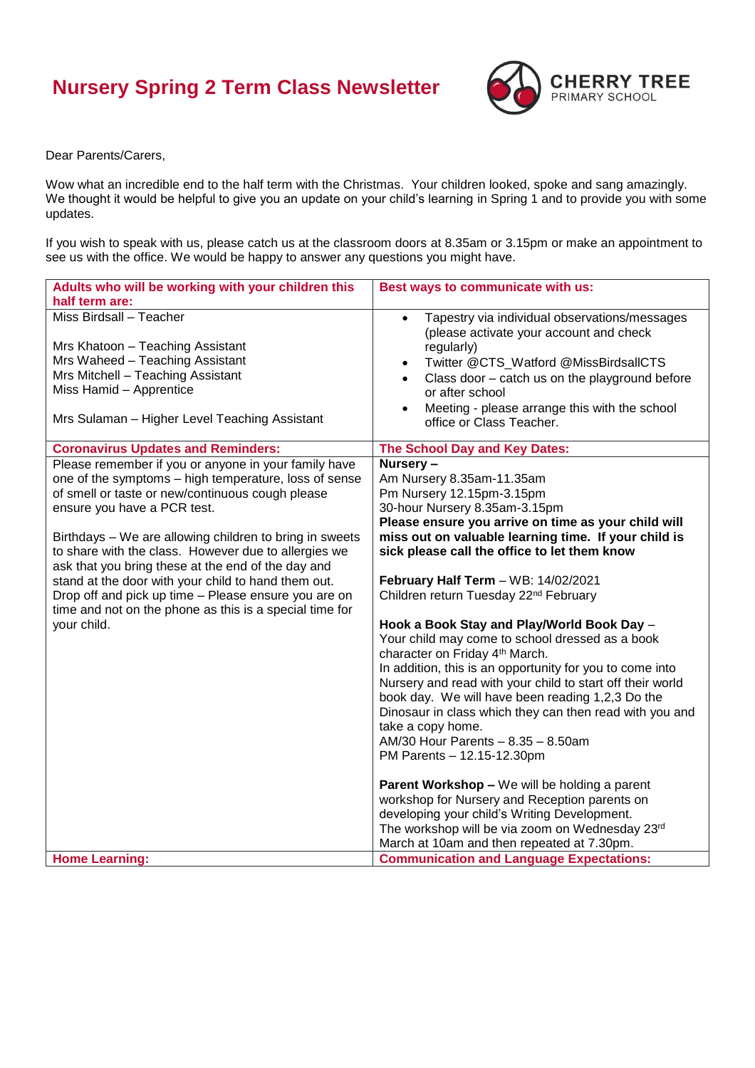# Nursery Spring 2 Term Class Newsletter

**CHERRY TREE**
PRIMARY SCHOOL

Dear Parents/Carers,

Wow what an incredible end to the half term with the Christmas. Your children looked, spoke and sang amazingly. We thought it would be helpful to give you an update on your child's learning in Spring 1 and to provide you with some updates.

If you wish to speak with us, please catch us at the classroom doors at 8.35am or 3.15pm or make an appointment to see us with the office. We would be happy to answer any questions you might have.

| **Adults who will be working with your children this half term are:** | **Best ways to communicate with us:** |
|---|---|
| Miss Birdsall – Teacher<br><br>Mrs Khatoon – Teaching Assistant<br>Mrs Waheed – Teaching Assistant<br>Mrs Mitchell – Teaching Assistant<br>Miss Hamid – Apprentice<br><br>Mrs Sulaman – Higher Level Teaching Assistant | • Tapestry via individual observations/messages (please activate your account and check regularly)<br>• Twitter @CTS_Watford @MissBirdsallCTS<br>• Class door – catch us on the playground before or after school<br>• Meeting - please arrange this with the school office or Class Teacher. |
| **Coronavirus Updates and Reminders:** | **The School Day and Key Dates:** |
| Please remember if you or anyone in your family have one of the symptoms – high temperature, loss of sense of smell or taste or new/continuous cough please ensure you have a PCR test.<br><br>Birthdays – We are allowing children to bring in sweets to share with the class. However due to allergies we ask that you bring these at the end of the day and stand at the door with your child to hand them out.<br>Drop off and pick up time – Please ensure you are on time and not on the phone as this is a special time for your child. | **Nursery –**<br>Am Nursery 8.35am-11.35am<br>Pm Nursery 12.15pm-3.15pm<br>30-hour Nursery 8.35am-3.15pm<br>**Please ensure you arrive on time as your child will miss out on valuable learning time. If your child is sick please call the office to let them know**<br><br>**February Half Term** – WB: 14/02/2021<br>Children return Tuesday 22nd February<br><br>**Hook a Book Stay and Play/World Book Day** –<br>Your child may come to school dressed as a book character on Friday 4th March.<br>In addition, this is an opportunity for you to come into Nursery and read with your child to start off their world book day. We will have been reading 1,2,3 Do the Dinosaur in class which they can then read with you and take a copy home.<br>AM/30 Hour Parents – 8.35 – 8.50am<br>PM Parents – 12.15-12.30pm<br><br>**Parent Workshop –** We will be holding a parent workshop for Nursery and Reception parents on developing your child's Writing Development.<br>The workshop will be via zoom on Wednesday 23rd March at 10am and then repeated at 7.30pm. |
| **Home Learning:** | **Communication and Language Expectations:** |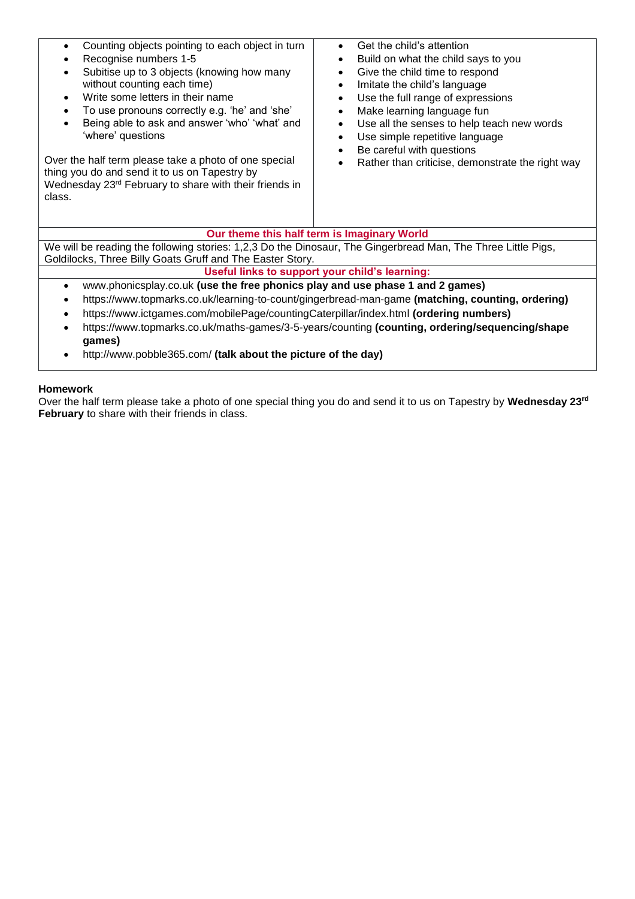| | |
|---|---|
| • Counting objects pointing to each object in turn<br>• Recognise numbers 1-5<br>• Subitise up to 3 objects (knowing how many without counting each time)<br>• Write some letters in their name<br>• To use pronouns correctly e.g. 'he' and 'she'<br>• Being able to ask and answer 'who' 'what' and 'where' questions<br><br>Over the half term please take a photo of one special thing you do and send it to us on Tapestry by Wednesday 23rd February to share with their friends in class. | • Get the child's attention<br>• Build on what the child says to you<br>• Give the child time to respond<br>• Imitate the child's language<br>• Use the full range of expressions<br>• Make learning language fun<br>• Use all the senses to help teach new words<br>• Use simple repetitive language<br>• Be careful with questions<br>• Rather than criticise, demonstrate the right way |

**Our theme this half term is Imaginary World**

We will be reading the following stories: 1,2,3 Do the Dinosaur, The Gingerbread Man, The Three Little Pigs, Goldilocks, Three Billy Goats Gruff and The Easter Story.

**Useful links to support your child's learning:**

- www.phonicsplay.co.uk **(use the free phonics play and use phase 1 and 2 games)**
- https://www.topmarks.co.uk/learning-to-count/gingerbread-man-game **(matching, counting, ordering)**
- https://www.ictgames.com/mobilePage/countingCaterpillar/index.html **(ordering numbers)**
- https://www.topmarks.co.uk/maths-games/3-5-years/counting **(counting, ordering/sequencing/shape games)**
- http://www.pobble365.com/ **(talk about the picture of the day)**

**Homework**

Over the half term please take a photo of one special thing you do and send it to us on Tapestry by **Wednesday 23rd February** to share with their friends in class.